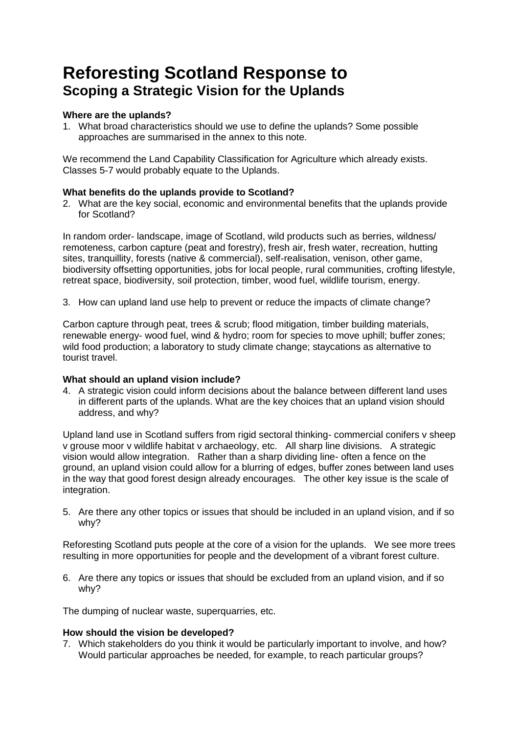# Reforesting Scotland Response to
## Scoping a Strategic Vision for the Uplands

**Where are the uplands?**

1. What broad characteristics should we use to define the uplands? Some possible approaches are summarised in the annex to this note.

We recommend the Land Capability Classification for Agriculture which already exists. Classes 5-7 would probably equate to the Uplands.

**What benefits do the uplands provide to Scotland?**

2. What are the key social, economic and environmental benefits that the uplands provide for Scotland?

In random order- landscape, image of Scotland, wild products such as berries, wildness/ remoteness, carbon capture (peat and forestry), fresh air, fresh water, recreation, hutting sites, tranquillity, forests (native & commercial), self-realisation, venison, other game, biodiversity offsetting opportunities, jobs for local people, rural communities, crofting lifestyle, retreat space, biodiversity, soil protection, timber, wood fuel, wildlife tourism, energy.

3. How can upland land use help to prevent or reduce the impacts of climate change?

Carbon capture through peat, trees & scrub; flood mitigation, timber building materials, renewable energy- wood fuel, wind & hydro; room for species to move uphill; buffer zones; wild food production; a laboratory to study climate change; staycations as alternative to tourist travel.

**What should an upland vision include?**

4. A strategic vision could inform decisions about the balance between different land uses in different parts of the uplands. What are the key choices that an upland vision should address, and why?

Upland land use in Scotland suffers from rigid sectoral thinking- commercial conifers v sheep v grouse moor v wildlife habitat v archaeology, etc. All sharp line divisions. A strategic vision would allow integration. Rather than a sharp dividing line- often a fence on the ground, an upland vision could allow for a blurring of edges, buffer zones between land uses in the way that good forest design already encourages. The other key issue is the scale of integration.

5. Are there any other topics or issues that should be included in an upland vision, and if so why?

Reforesting Scotland puts people at the core of a vision for the uplands. We see more trees resulting in more opportunities for people and the development of a vibrant forest culture.

6. Are there any topics or issues that should be excluded from an upland vision, and if so why?

The dumping of nuclear waste, superquarries, etc.

**How should the vision be developed?**

7. Which stakeholders do you think it would be particularly important to involve, and how? Would particular approaches be needed, for example, to reach particular groups?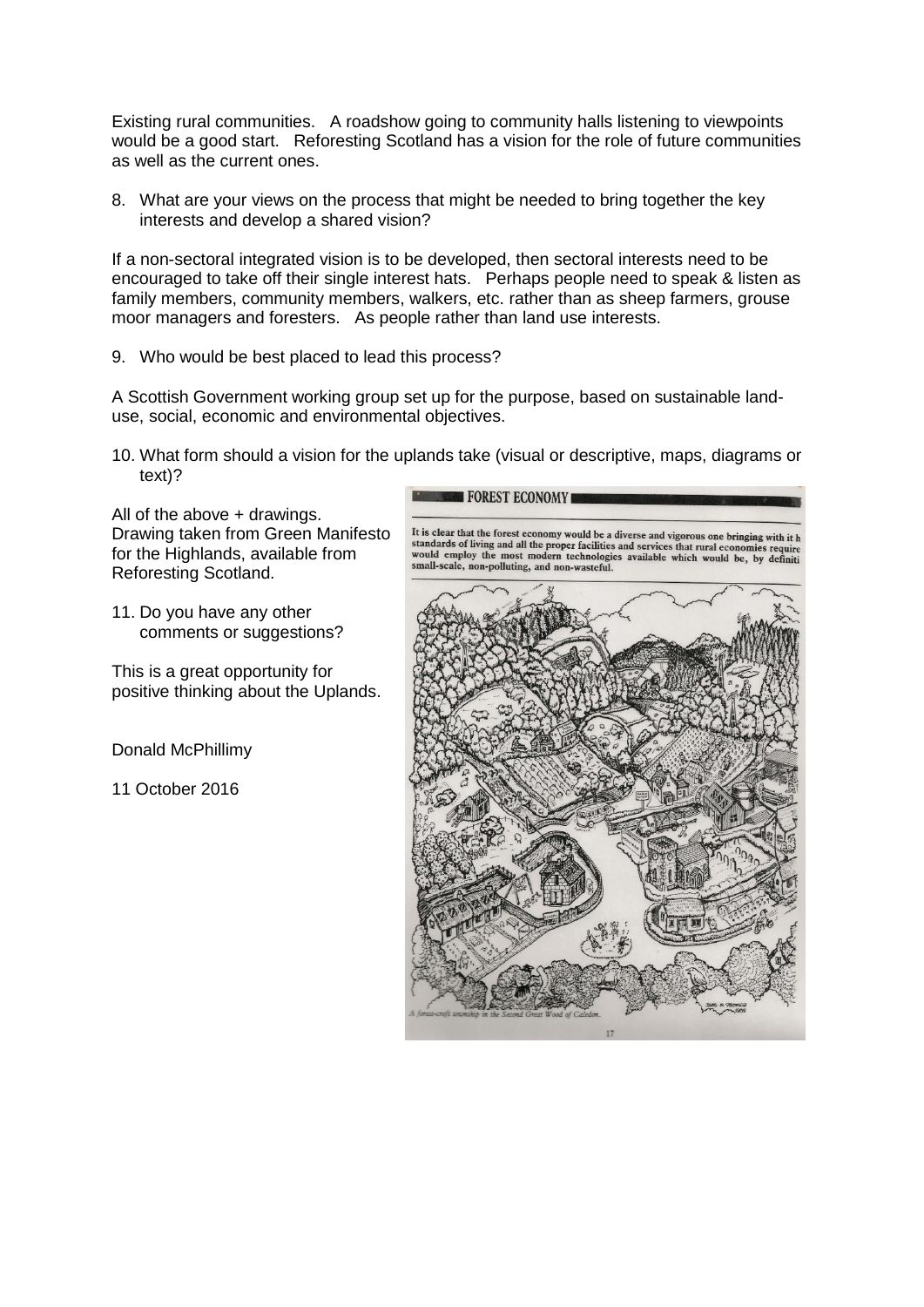Existing rural communities. A roadshow going to community halls listening to viewpoints would be a good start. Reforesting Scotland has a vision for the role of future communities as well as the current ones.

8. What are your views on the process that might be needed to bring together the key interests and develop a shared vision?

If a non-sectoral integrated vision is to be developed, then sectoral interests need to be encouraged to take off their single interest hats. Perhaps people need to speak & listen as family members, community members, walkers, etc. rather than as sheep farmers, grouse moor managers and foresters. As people rather than land use interests.

9. Who would be best placed to lead this process?

A Scottish Government working group set up for the purpose, based on sustainable land-use, social, economic and environmental objectives.

10. What form should a vision for the uplands take (visual or descriptive, maps, diagrams or text)?

All of the above + drawings. Drawing taken from Green Manifesto for the Highlands, available from Reforesting Scotland.

FOREST ECONOMY

It is clear that the forest economy would be a diverse and vigorous one bringing with it h standards of living and all the proper facilities and services that rural economies require would employ the most modern technologies available which would be, by definiti small-scale, non-polluting, and non-wasteful.

*A forest-croft township in the Second Great Wood of Caledon.*

11. Do you have any other comments or suggestions?

This is a great opportunity for positive thinking about the Uplands.

Donald McPhillimy

11 October 2016